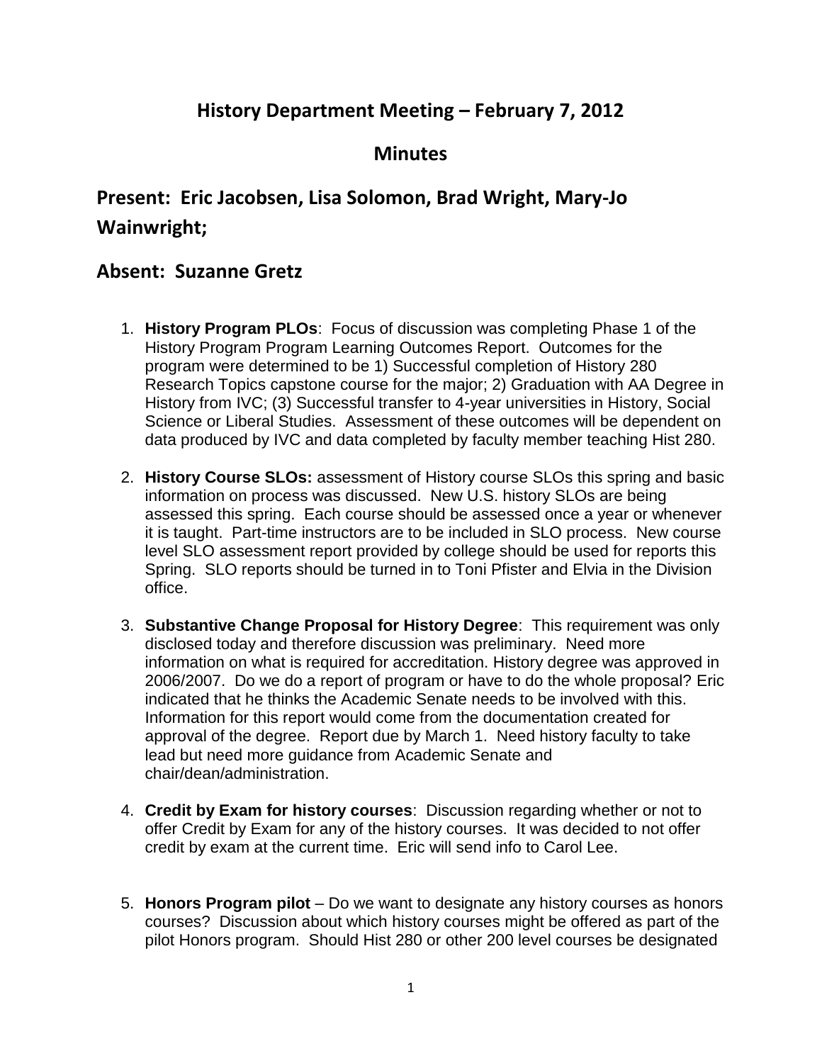# History Department Meeting – February 7, 2012

## Minutes

## Present: Eric Jacobsen, Lisa Solomon, Brad Wright, Mary-Jo Wainwright;

## Absent: Suzanne Gretz

1. **History Program PLOs**: Focus of discussion was completing Phase 1 of the History Program Program Learning Outcomes Report. Outcomes for the program were determined to be 1) Successful completion of History 280 Research Topics capstone course for the major; 2) Graduation with AA Degree in History from IVC; (3) Successful transfer to 4-year universities in History, Social Science or Liberal Studies. Assessment of these outcomes will be dependent on data produced by IVC and data completed by faculty member teaching Hist 280.

2. **History Course SLOs:** assessment of History course SLOs this spring and basic information on process was discussed. New U.S. history SLOs are being assessed this spring. Each course should be assessed once a year or whenever it is taught. Part-time instructors are to be included in SLO process. New course level SLO assessment report provided by college should be used for reports this Spring. SLO reports should be turned in to Toni Pfister and Elvia in the Division office.

3. **Substantive Change Proposal for History Degree**: This requirement was only disclosed today and therefore discussion was preliminary. Need more information on what is required for accreditation. History degree was approved in 2006/2007. Do we do a report of program or have to do the whole proposal? Eric indicated that he thinks the Academic Senate needs to be involved with this. Information for this report would come from the documentation created for approval of the degree. Report due by March 1. Need history faculty to take lead but need more guidance from Academic Senate and chair/dean/administration.

4. **Credit by Exam for history courses**: Discussion regarding whether or not to offer Credit by Exam for any of the history courses. It was decided to not offer credit by exam at the current time. Eric will send info to Carol Lee.

5. **Honors Program pilot** – Do we want to designate any history courses as honors courses? Discussion about which history courses might be offered as part of the pilot Honors program. Should Hist 280 or other 200 level courses be designated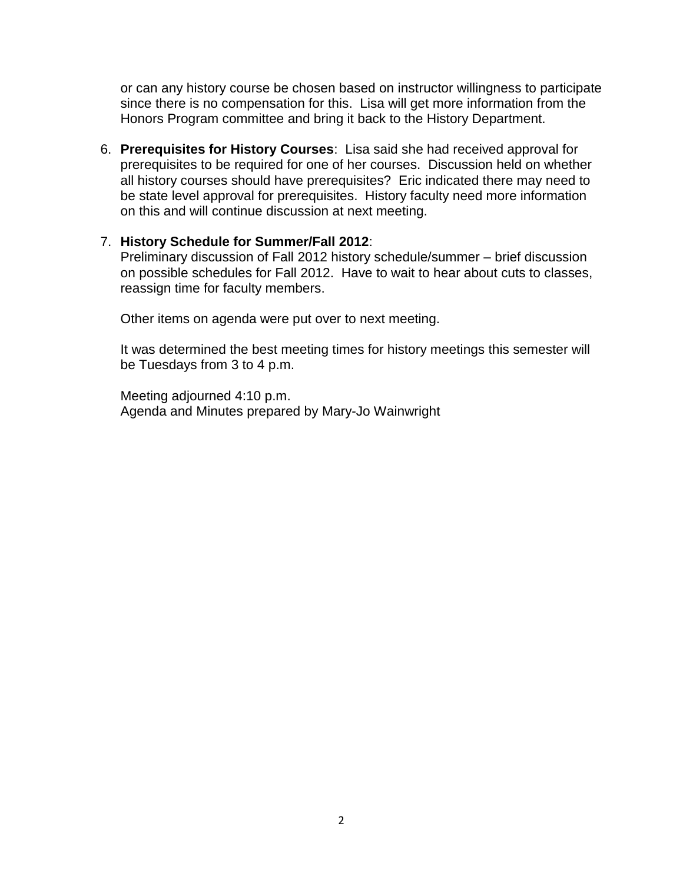or can any history course be chosen based on instructor willingness to participate since there is no compensation for this. Lisa will get more information from the Honors Program committee and bring it back to the History Department.

6. **Prerequisites for History Courses**: Lisa said she had received approval for prerequisites to be required for one of her courses. Discussion held on whether all history courses should have prerequisites? Eric indicated there may need to be state level approval for prerequisites. History faculty need more information on this and will continue discussion at next meeting.

7. **History Schedule for Summer/Fall 2012**:
   Preliminary discussion of Fall 2012 history schedule/summer – brief discussion on possible schedules for Fall 2012. Have to wait to hear about cuts to classes, reassign time for faculty members.

   Other items on agenda were put over to next meeting.

   It was determined the best meeting times for history meetings this semester will be Tuesdays from 3 to 4 p.m.

   Meeting adjourned 4:10 p.m.
   Agenda and Minutes prepared by Mary-Jo Wainwright